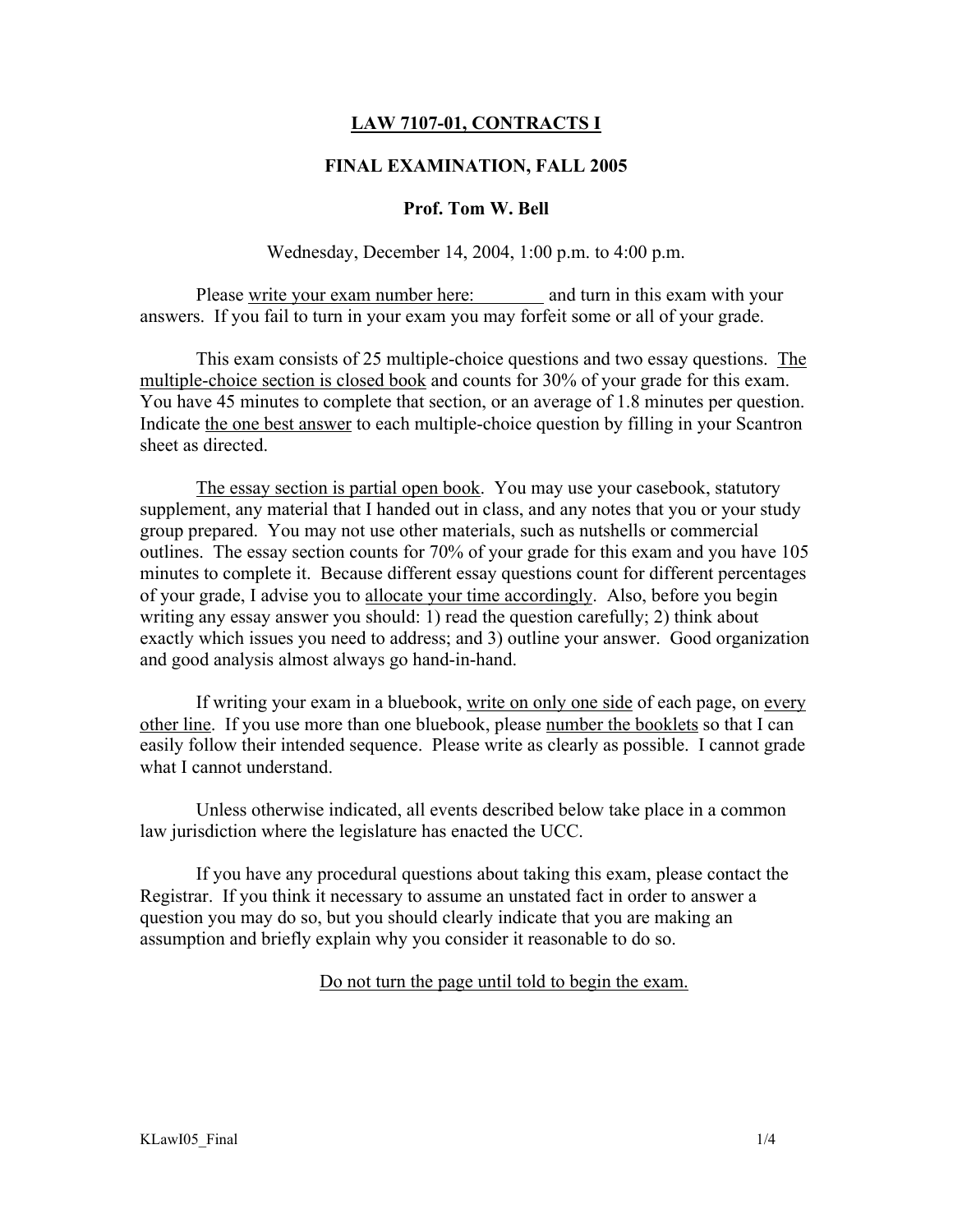## LAW 7107-01, CONTRACTS I

## FINAL EXAMINATION, FALL 2005

## Prof. Tom W. Bell

Wednesday, December 14, 2004, 1:00 p.m. to 4:00 p.m.

Please write your exam number here: ________ and turn in this exam with your answers. If you fail to turn in your exam you may forfeit some or all of your grade.

This exam consists of 25 multiple-choice questions and two essay questions. The multiple-choice section is closed book and counts for 30% of your grade for this exam. You have 45 minutes to complete that section, or an average of 1.8 minutes per question. Indicate the one best answer to each multiple-choice question by filling in your Scantron sheet as directed.

The essay section is partial open book. You may use your casebook, statutory supplement, any material that I handed out in class, and any notes that you or your study group prepared. You may not use other materials, such as nutshells or commercial outlines. The essay section counts for 70% of your grade for this exam and you have 105 minutes to complete it. Because different essay questions count for different percentages of your grade, I advise you to allocate your time accordingly. Also, before you begin writing any essay answer you should: 1) read the question carefully; 2) think about exactly which issues you need to address; and 3) outline your answer. Good organization and good analysis almost always go hand-in-hand.

If writing your exam in a bluebook, write on only one side of each page, on every other line. If you use more than one bluebook, please number the booklets so that I can easily follow their intended sequence. Please write as clearly as possible. I cannot grade what I cannot understand.

Unless otherwise indicated, all events described below take place in a common law jurisdiction where the legislature has enacted the UCC.

If you have any procedural questions about taking this exam, please contact the Registrar. If you think it necessary to assume an unstated fact in order to answer a question you may do so, but you should clearly indicate that you are making an assumption and briefly explain why you consider it reasonable to do so.

Do not turn the page until told to begin the exam.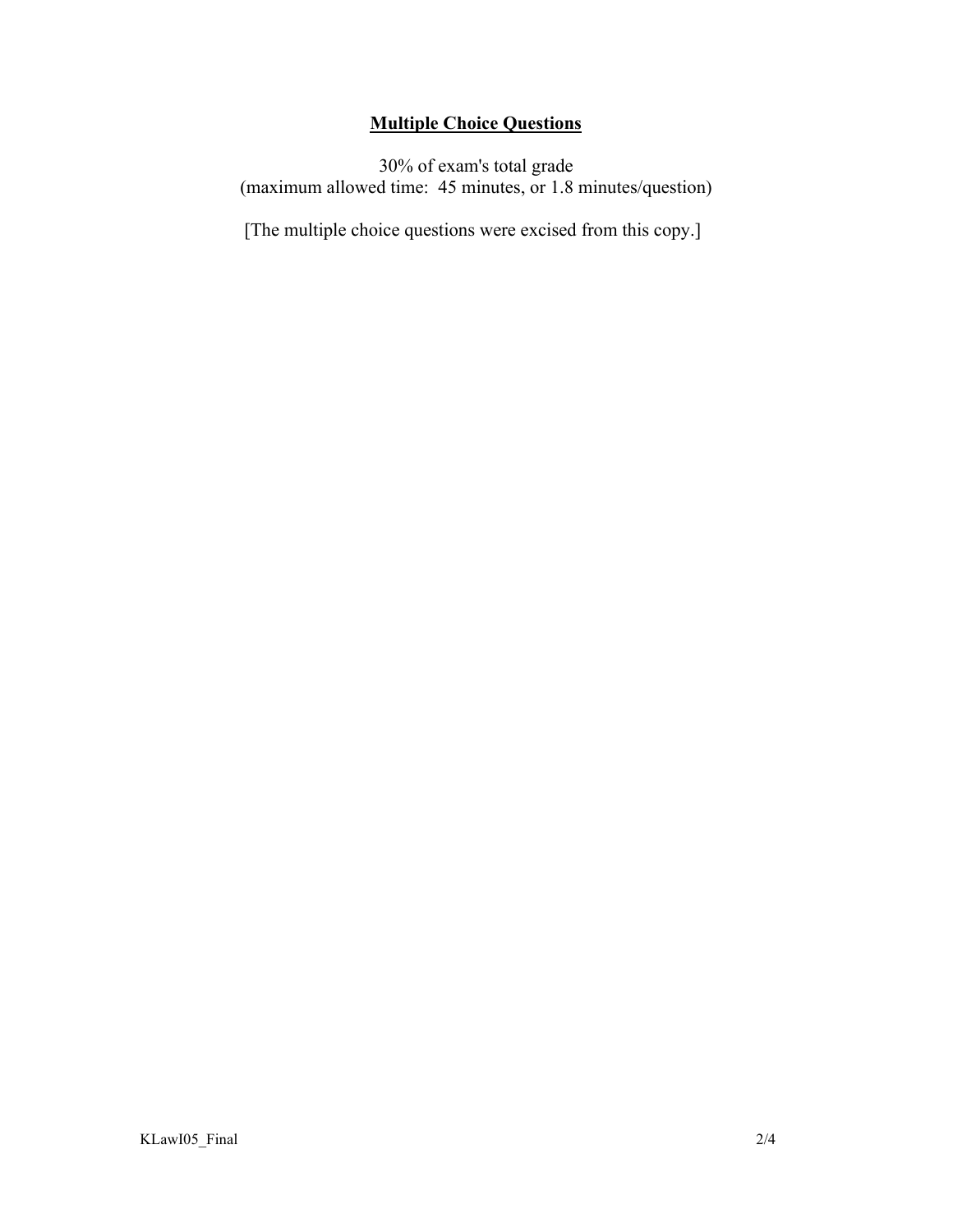## Multiple Choice Questions

30% of exam's total grade
(maximum allowed time: 45 minutes, or 1.8 minutes/question)

[The multiple choice questions were excised from this copy.]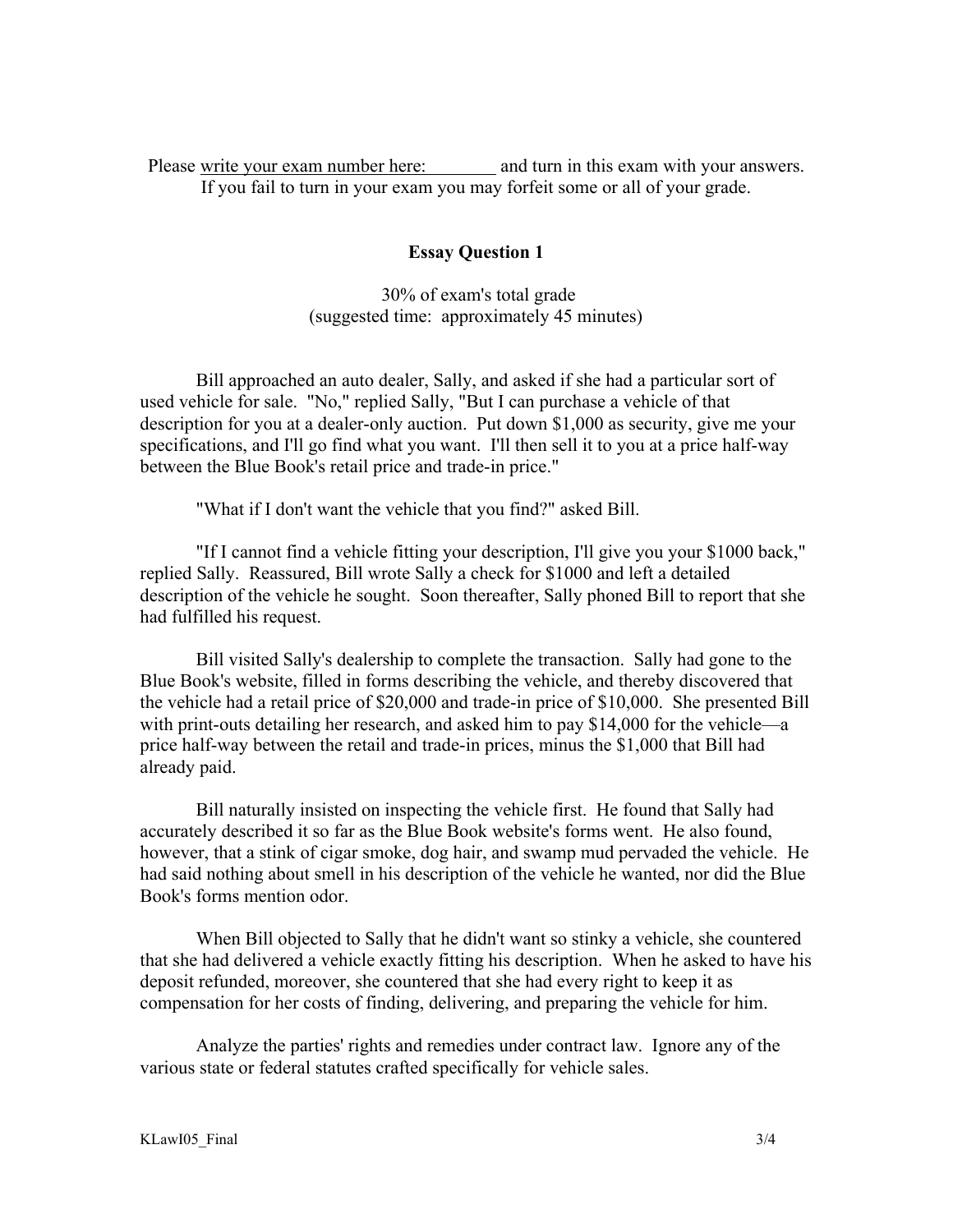Please <u>write your exam number here: ________</u> and turn in this exam with your answers. If you fail to turn in your exam you may forfeit some or all of your grade.

## Essay Question 1

30% of exam's total grade
(suggested time: approximately 45 minutes)

Bill approached an auto dealer, Sally, and asked if she had a particular sort of used vehicle for sale. "No," replied Sally, "But I can purchase a vehicle of that description for you at a dealer-only auction. Put down $1,000 as security, give me your specifications, and I'll go find what you want. I'll then sell it to you at a price half-way between the Blue Book's retail price and trade-in price."

"What if I don't want the vehicle that you find?" asked Bill.

"If I cannot find a vehicle fitting your description, I'll give you your $1000 back," replied Sally. Reassured, Bill wrote Sally a check for $1000 and left a detailed description of the vehicle he sought. Soon thereafter, Sally phoned Bill to report that she had fulfilled his request.

Bill visited Sally's dealership to complete the transaction. Sally had gone to the Blue Book's website, filled in forms describing the vehicle, and thereby discovered that the vehicle had a retail price of $20,000 and trade-in price of $10,000. She presented Bill with print-outs detailing her research, and asked him to pay $14,000 for the vehicle—a price half-way between the retail and trade-in prices, minus the $1,000 that Bill had already paid.

Bill naturally insisted on inspecting the vehicle first. He found that Sally had accurately described it so far as the Blue Book website's forms went. He also found, however, that a stink of cigar smoke, dog hair, and swamp mud pervaded the vehicle. He had said nothing about smell in his description of the vehicle he wanted, nor did the Blue Book's forms mention odor.

When Bill objected to Sally that he didn't want so stinky a vehicle, she countered that she had delivered a vehicle exactly fitting his description. When he asked to have his deposit refunded, moreover, she countered that she had every right to keep it as compensation for her costs of finding, delivering, and preparing the vehicle for him.

Analyze the parties' rights and remedies under contract law. Ignore any of the various state or federal statutes crafted specifically for vehicle sales.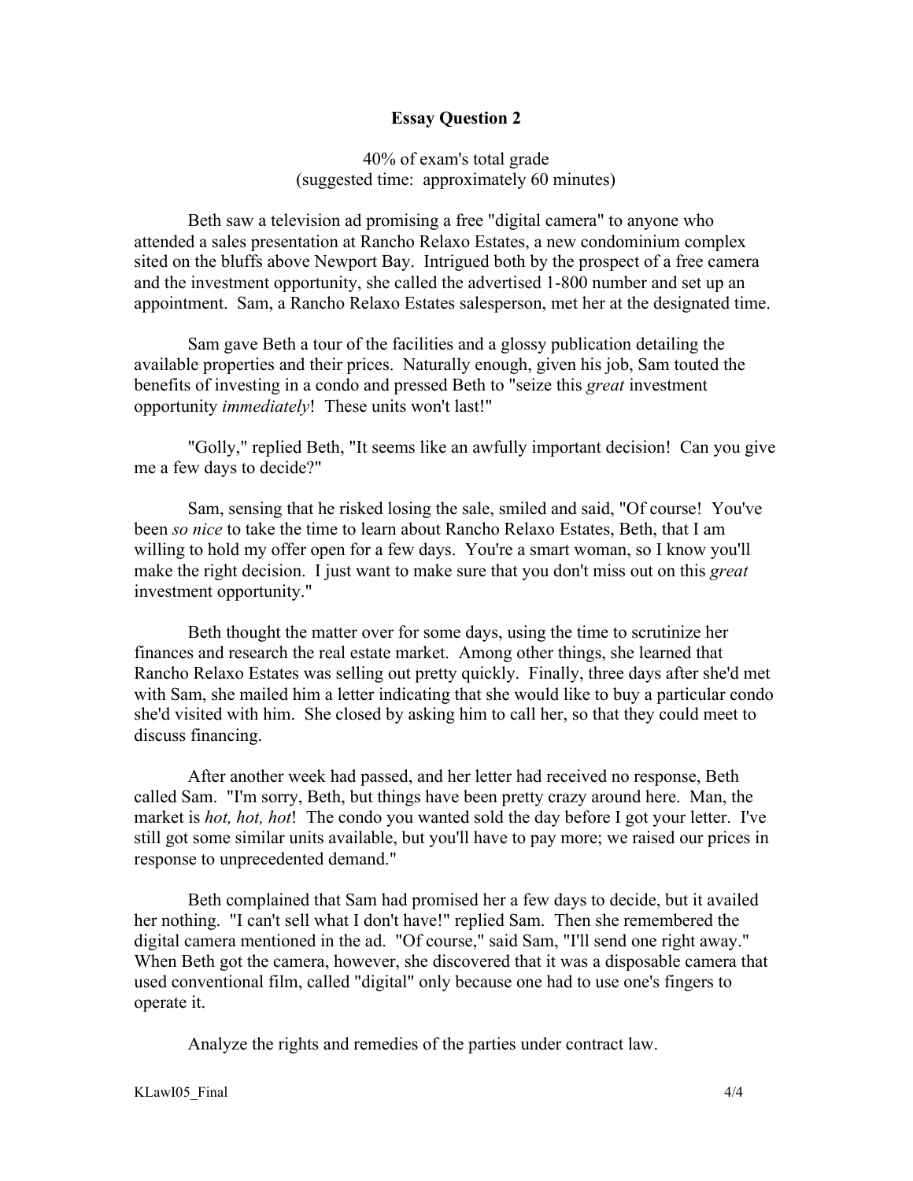**Essay Question 2**

40% of exam's total grade
(suggested time: approximately 60 minutes)

Beth saw a television ad promising a free "digital camera" to anyone who attended a sales presentation at Rancho Relaxo Estates, a new condominium complex sited on the bluffs above Newport Bay. Intrigued both by the prospect of a free camera and the investment opportunity, she called the advertised 1-800 number and set up an appointment. Sam, a Rancho Relaxo Estates salesperson, met her at the designated time.

Sam gave Beth a tour of the facilities and a glossy publication detailing the available properties and their prices. Naturally enough, given his job, Sam touted the benefits of investing in a condo and pressed Beth to "seize this *great* investment opportunity *immediately*! These units won't last!"

"Golly," replied Beth, "It seems like an awfully important decision! Can you give me a few days to decide?"

Sam, sensing that he risked losing the sale, smiled and said, "Of course! You've been *so nice* to take the time to learn about Rancho Relaxo Estates, Beth, that I am willing to hold my offer open for a few days. You're a smart woman, so I know you'll make the right decision. I just want to make sure that you don't miss out on this *great* investment opportunity."

Beth thought the matter over for some days, using the time to scrutinize her finances and research the real estate market. Among other things, she learned that Rancho Relaxo Estates was selling out pretty quickly. Finally, three days after she'd met with Sam, she mailed him a letter indicating that she would like to buy a particular condo she'd visited with him. She closed by asking him to call her, so that they could meet to discuss financing.

After another week had passed, and her letter had received no response, Beth called Sam. "I'm sorry, Beth, but things have been pretty crazy around here. Man, the market is *hot, hot, hot*! The condo you wanted sold the day before I got your letter. I've still got some similar units available, but you'll have to pay more; we raised our prices in response to unprecedented demand."

Beth complained that Sam had promised her a few days to decide, but it availed her nothing. "I can't sell what I don't have!" replied Sam. Then she remembered the digital camera mentioned in the ad. "Of course," said Sam, "I'll send one right away." When Beth got the camera, however, she discovered that it was a disposable camera that used conventional film, called "digital" only because one had to use one's fingers to operate it.

Analyze the rights and remedies of the parties under contract law.